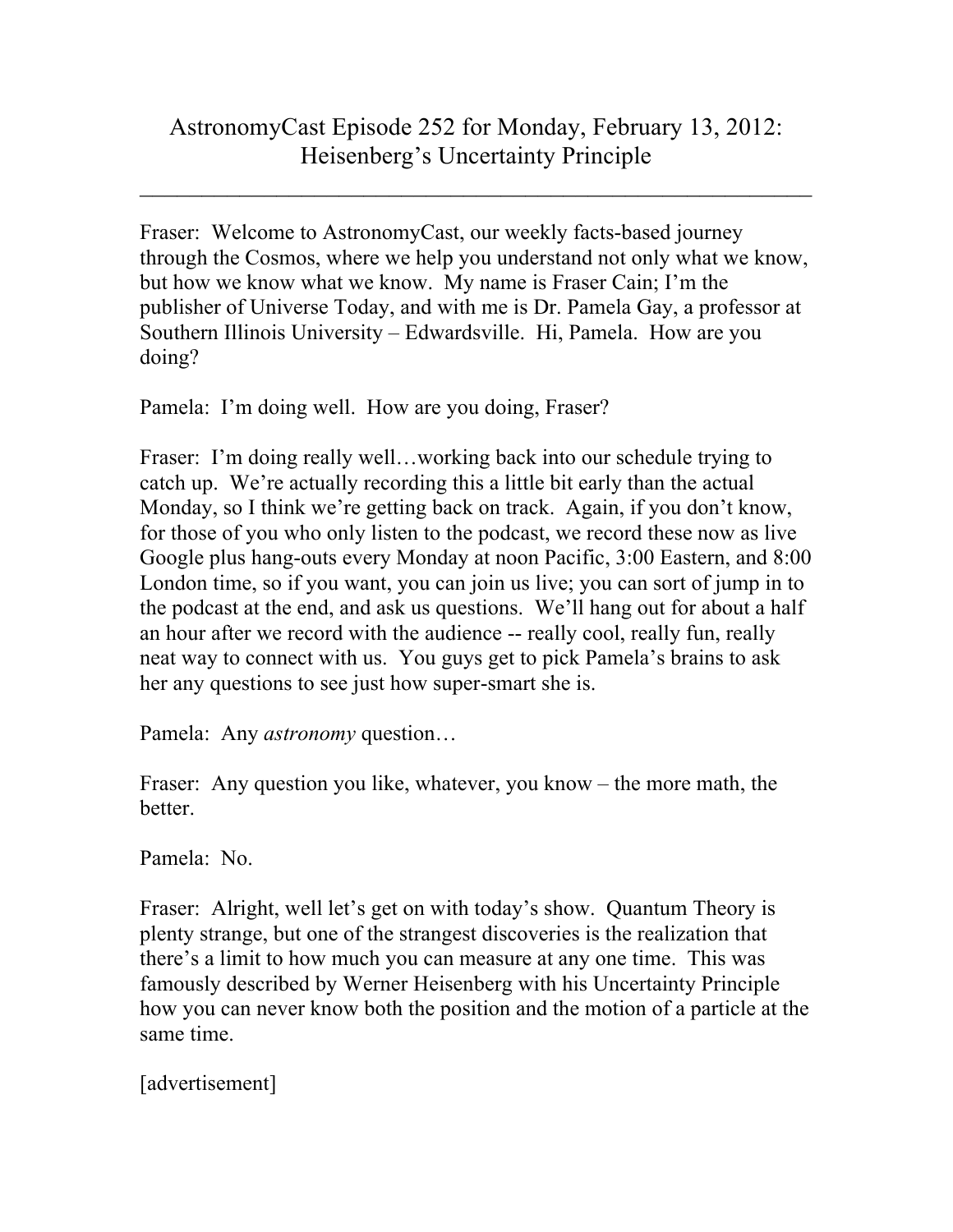# AstronomyCast Episode 252 for Monday, February 13, 2012: Heisenberg's Uncertainty Principle

---

Fraser: Welcome to AstronomyCast, our weekly facts-based journey through the Cosmos, where we help you understand not only what we know, but how we know what we know. My name is Fraser Cain; I'm the publisher of Universe Today, and with me is Dr. Pamela Gay, a professor at Southern Illinois University – Edwardsville. Hi, Pamela. How are you doing?

Pamela: I'm doing well. How are you doing, Fraser?

Fraser: I'm doing really well…working back into our schedule trying to catch up. We're actually recording this a little bit early than the actual Monday, so I think we're getting back on track. Again, if you don't know, for those of you who only listen to the podcast, we record these now as live Google plus hang-outs every Monday at noon Pacific, 3:00 Eastern, and 8:00 London time, so if you want, you can join us live; you can sort of jump in to the podcast at the end, and ask us questions. We'll hang out for about a half an hour after we record with the audience -- really cool, really fun, really neat way to connect with us. You guys get to pick Pamela's brains to ask her any questions to see just how super-smart she is.

Pamela: Any *astronomy* question…

Fraser: Any question you like, whatever, you know – the more math, the better.

Pamela: No.

Fraser: Alright, well let's get on with today's show. Quantum Theory is plenty strange, but one of the strangest discoveries is the realization that there's a limit to how much you can measure at any one time. This was famously described by Werner Heisenberg with his Uncertainty Principle how you can never know both the position and the motion of a particle at the same time.

[advertisement]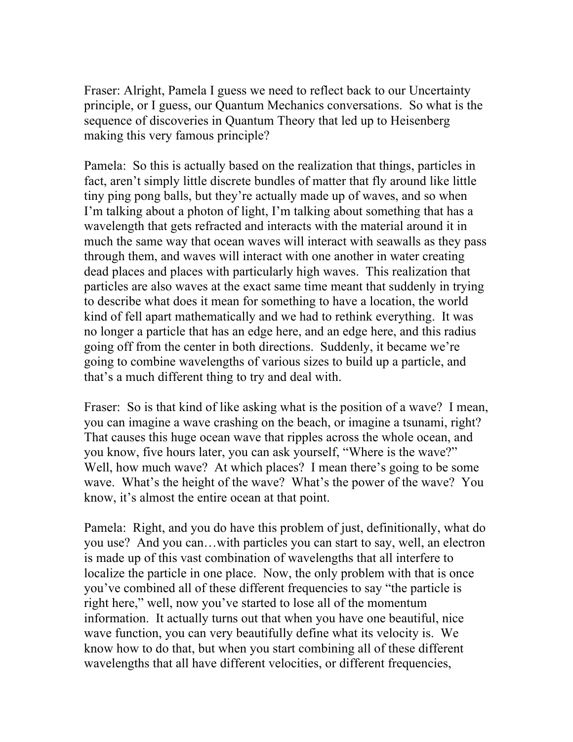Fraser: Alright, Pamela I guess we need to reflect back to our Uncertainty principle, or I guess, our Quantum Mechanics conversations. So what is the sequence of discoveries in Quantum Theory that led up to Heisenberg making this very famous principle?

Pamela: So this is actually based on the realization that things, particles in fact, aren't simply little discrete bundles of matter that fly around like little tiny ping pong balls, but they're actually made up of waves, and so when I'm talking about a photon of light, I'm talking about something that has a wavelength that gets refracted and interacts with the material around it in much the same way that ocean waves will interact with seawalls as they pass through them, and waves will interact with one another in water creating dead places and places with particularly high waves. This realization that particles are also waves at the exact same time meant that suddenly in trying to describe what does it mean for something to have a location, the world kind of fell apart mathematically and we had to rethink everything. It was no longer a particle that has an edge here, and an edge here, and this radius going off from the center in both directions. Suddenly, it became we're going to combine wavelengths of various sizes to build up a particle, and that's a much different thing to try and deal with.

Fraser: So is that kind of like asking what is the position of a wave? I mean, you can imagine a wave crashing on the beach, or imagine a tsunami, right? That causes this huge ocean wave that ripples across the whole ocean, and you know, five hours later, you can ask yourself, "Where is the wave?" Well, how much wave? At which places? I mean there's going to be some wave. What's the height of the wave? What's the power of the wave? You know, it's almost the entire ocean at that point.

Pamela: Right, and you do have this problem of just, definitionally, what do you use? And you can…with particles you can start to say, well, an electron is made up of this vast combination of wavelengths that all interfere to localize the particle in one place. Now, the only problem with that is once you've combined all of these different frequencies to say "the particle is right here," well, now you've started to lose all of the momentum information. It actually turns out that when you have one beautiful, nice wave function, you can very beautifully define what its velocity is. We know how to do that, but when you start combining all of these different wavelengths that all have different velocities, or different frequencies,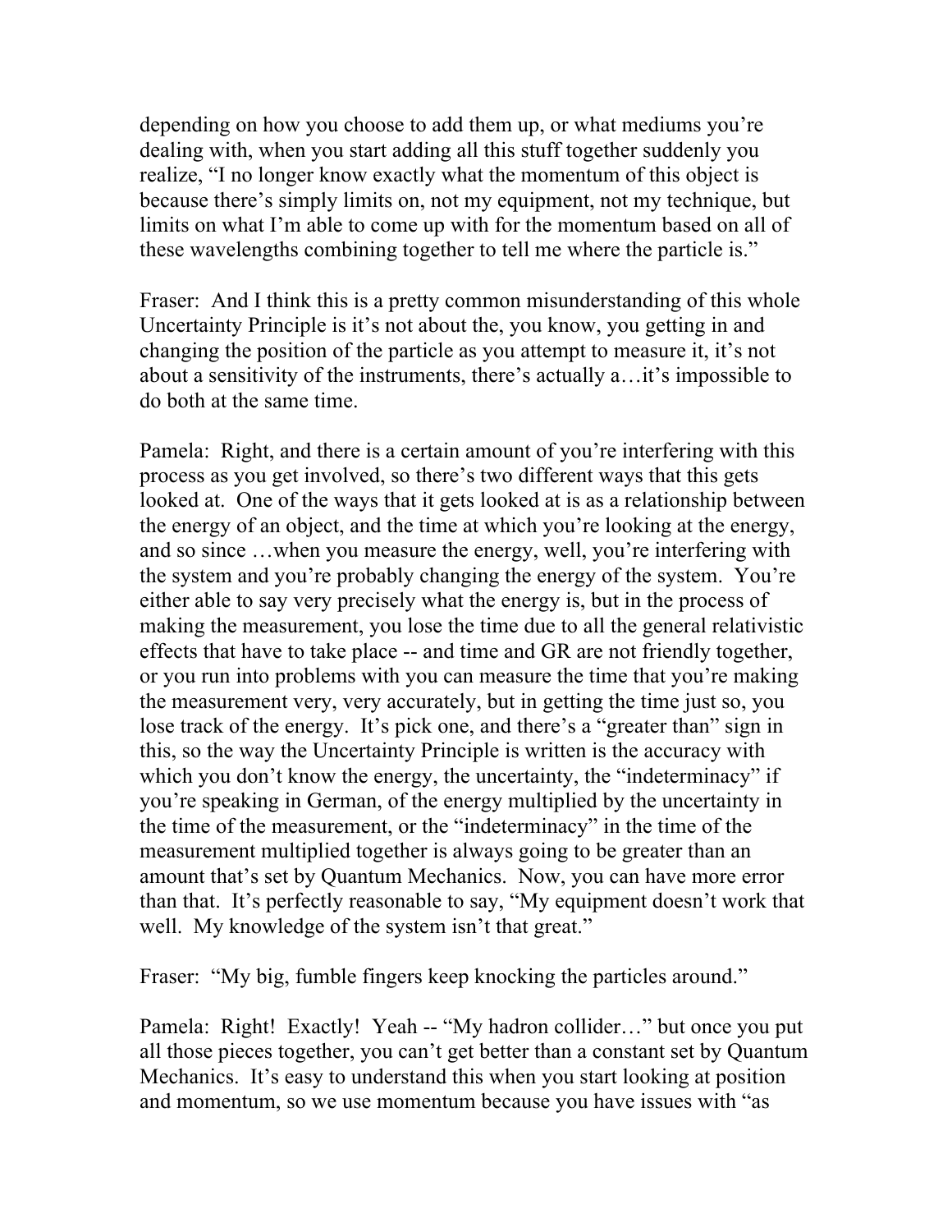depending on how you choose to add them up, or what mediums you're dealing with, when you start adding all this stuff together suddenly you realize, "I no longer know exactly what the momentum of this object is because there's simply limits on, not my equipment, not my technique, but limits on what I'm able to come up with for the momentum based on all of these wavelengths combining together to tell me where the particle is."

Fraser: And I think this is a pretty common misunderstanding of this whole Uncertainty Principle is it's not about the, you know, you getting in and changing the position of the particle as you attempt to measure it, it's not about a sensitivity of the instruments, there's actually a…it's impossible to do both at the same time.

Pamela: Right, and there is a certain amount of you're interfering with this process as you get involved, so there's two different ways that this gets looked at. One of the ways that it gets looked at is as a relationship between the energy of an object, and the time at which you're looking at the energy, and so since …when you measure the energy, well, you're interfering with the system and you're probably changing the energy of the system. You're either able to say very precisely what the energy is, but in the process of making the measurement, you lose the time due to all the general relativistic effects that have to take place -- and time and GR are not friendly together, or you run into problems with you can measure the time that you're making the measurement very, very accurately, but in getting the time just so, you lose track of the energy. It's pick one, and there's a "greater than" sign in this, so the way the Uncertainty Principle is written is the accuracy with which you don't know the energy, the uncertainty, the "indeterminacy" if you're speaking in German, of the energy multiplied by the uncertainty in the time of the measurement, or the "indeterminacy" in the time of the measurement multiplied together is always going to be greater than an amount that's set by Quantum Mechanics. Now, you can have more error than that. It's perfectly reasonable to say, "My equipment doesn't work that well. My knowledge of the system isn't that great."

Fraser: "My big, fumble fingers keep knocking the particles around."

Pamela: Right! Exactly! Yeah -- "My hadron collider…" but once you put all those pieces together, you can't get better than a constant set by Quantum Mechanics. It's easy to understand this when you start looking at position and momentum, so we use momentum because you have issues with "as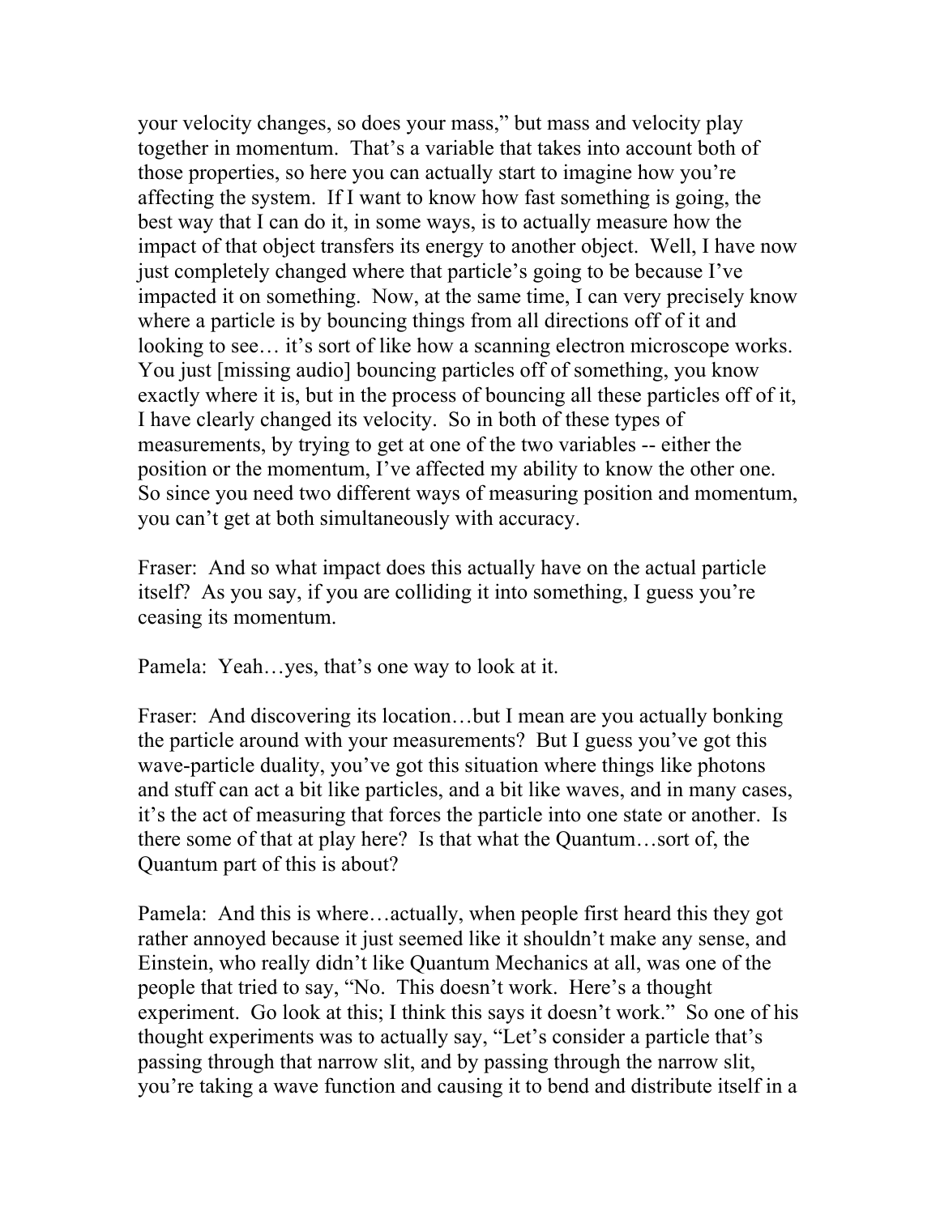your velocity changes, so does your mass," but mass and velocity play together in momentum. That's a variable that takes into account both of those properties, so here you can actually start to imagine how you're affecting the system. If I want to know how fast something is going, the best way that I can do it, in some ways, is to actually measure how the impact of that object transfers its energy to another object. Well, I have now just completely changed where that particle's going to be because I've impacted it on something. Now, at the same time, I can very precisely know where a particle is by bouncing things from all directions off of it and looking to see… it's sort of like how a scanning electron microscope works. You just [missing audio] bouncing particles off of something, you know exactly where it is, but in the process of bouncing all these particles off of it, I have clearly changed its velocity. So in both of these types of measurements, by trying to get at one of the two variables -- either the position or the momentum, I've affected my ability to know the other one. So since you need two different ways of measuring position and momentum, you can't get at both simultaneously with accuracy.

Fraser: And so what impact does this actually have on the actual particle itself? As you say, if you are colliding it into something, I guess you're ceasing its momentum.

Pamela: Yeah…yes, that's one way to look at it.

Fraser: And discovering its location…but I mean are you actually bonking the particle around with your measurements? But I guess you've got this wave-particle duality, you've got this situation where things like photons and stuff can act a bit like particles, and a bit like waves, and in many cases, it's the act of measuring that forces the particle into one state or another. Is there some of that at play here? Is that what the Quantum…sort of, the Quantum part of this is about?

Pamela: And this is where…actually, when people first heard this they got rather annoyed because it just seemed like it shouldn't make any sense, and Einstein, who really didn't like Quantum Mechanics at all, was one of the people that tried to say, "No. This doesn't work. Here's a thought experiment. Go look at this; I think this says it doesn't work." So one of his thought experiments was to actually say, "Let's consider a particle that's passing through that narrow slit, and by passing through the narrow slit, you're taking a wave function and causing it to bend and distribute itself in a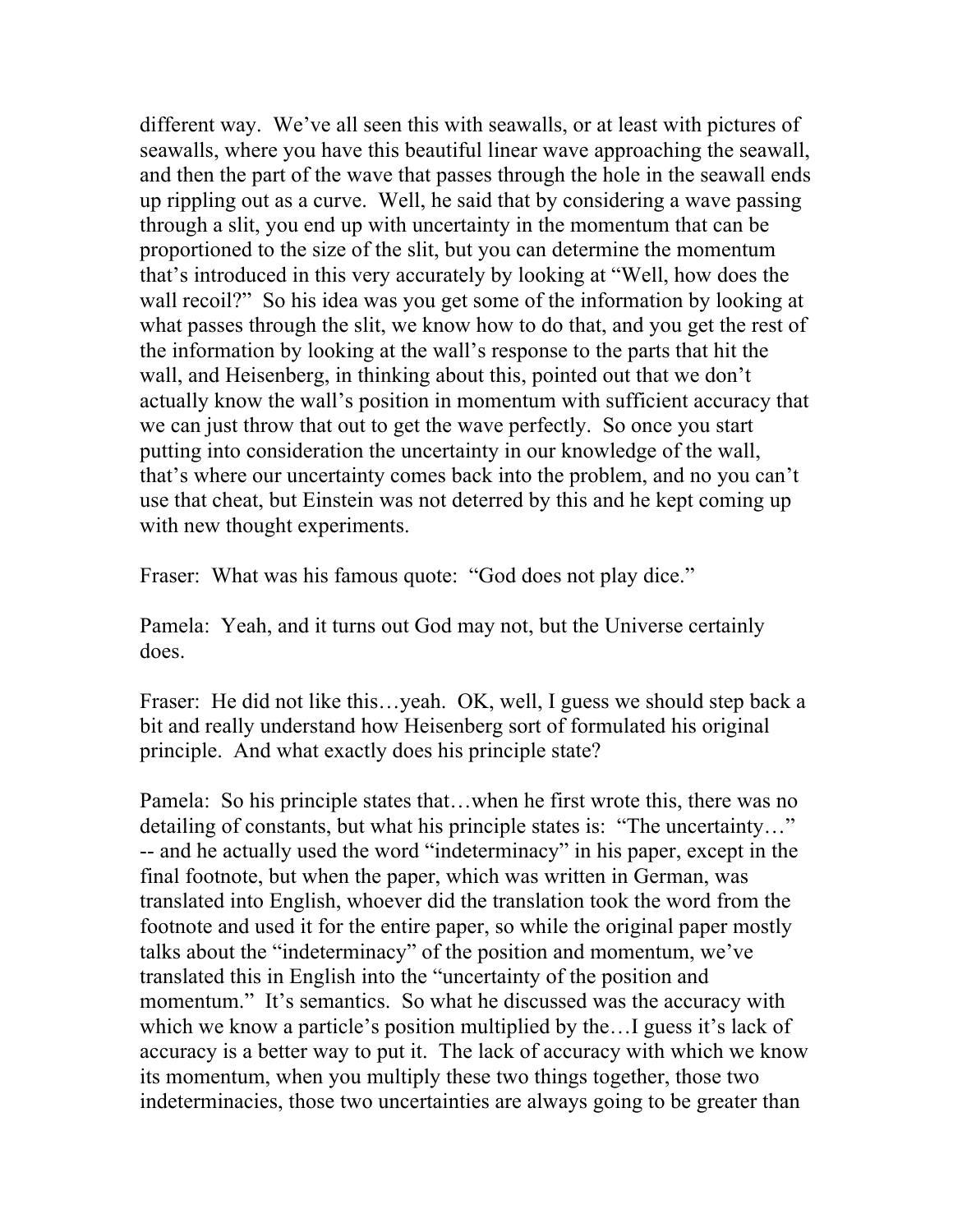different way. We've all seen this with seawalls, or at least with pictures of seawalls, where you have this beautiful linear wave approaching the seawall, and then the part of the wave that passes through the hole in the seawall ends up rippling out as a curve. Well, he said that by considering a wave passing through a slit, you end up with uncertainty in the momentum that can be proportioned to the size of the slit, but you can determine the momentum that's introduced in this very accurately by looking at "Well, how does the wall recoil?" So his idea was you get some of the information by looking at what passes through the slit, we know how to do that, and you get the rest of the information by looking at the wall's response to the parts that hit the wall, and Heisenberg, in thinking about this, pointed out that we don't actually know the wall's position in momentum with sufficient accuracy that we can just throw that out to get the wave perfectly. So once you start putting into consideration the uncertainty in our knowledge of the wall, that's where our uncertainty comes back into the problem, and no you can't use that cheat, but Einstein was not deterred by this and he kept coming up with new thought experiments.

Fraser: What was his famous quote: "God does not play dice."

Pamela: Yeah, and it turns out God may not, but the Universe certainly does.

Fraser: He did not like this…yeah. OK, well, I guess we should step back a bit and really understand how Heisenberg sort of formulated his original principle. And what exactly does his principle state?

Pamela: So his principle states that…when he first wrote this, there was no detailing of constants, but what his principle states is: "The uncertainty…" -- and he actually used the word "indeterminacy" in his paper, except in the final footnote, but when the paper, which was written in German, was translated into English, whoever did the translation took the word from the footnote and used it for the entire paper, so while the original paper mostly talks about the "indeterminacy" of the position and momentum, we've translated this in English into the "uncertainty of the position and momentum." It's semantics. So what he discussed was the accuracy with which we know a particle's position multiplied by the…I guess it's lack of accuracy is a better way to put it. The lack of accuracy with which we know its momentum, when you multiply these two things together, those two indeterminacies, those two uncertainties are always going to be greater than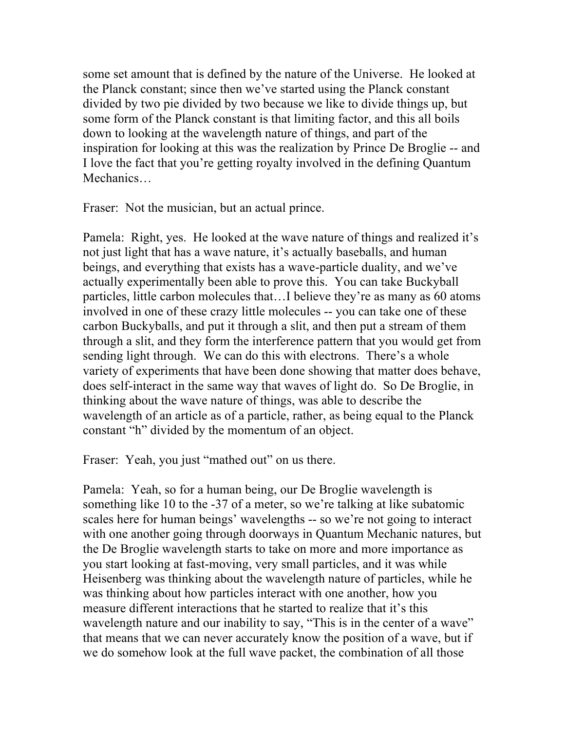some set amount that is defined by the nature of the Universe. He looked at the Planck constant; since then we've started using the Planck constant divided by two pie divided by two because we like to divide things up, but some form of the Planck constant is that limiting factor, and this all boils down to looking at the wavelength nature of things, and part of the inspiration for looking at this was the realization by Prince De Broglie -- and I love the fact that you're getting royalty involved in the defining Quantum Mechanics…

Fraser: Not the musician, but an actual prince.

Pamela: Right, yes. He looked at the wave nature of things and realized it's not just light that has a wave nature, it's actually baseballs, and human beings, and everything that exists has a wave-particle duality, and we've actually experimentally been able to prove this. You can take Buckyball particles, little carbon molecules that…I believe they're as many as 60 atoms involved in one of these crazy little molecules -- you can take one of these carbon Buckyballs, and put it through a slit, and then put a stream of them through a slit, and they form the interference pattern that you would get from sending light through. We can do this with electrons. There's a whole variety of experiments that have been done showing that matter does behave, does self-interact in the same way that waves of light do. So De Broglie, in thinking about the wave nature of things, was able to describe the wavelength of an article as of a particle, rather, as being equal to the Planck constant "h" divided by the momentum of an object.

Fraser: Yeah, you just "mathed out" on us there.

Pamela: Yeah, so for a human being, our De Broglie wavelength is something like 10 to the -37 of a meter, so we're talking at like subatomic scales here for human beings' wavelengths -- so we're not going to interact with one another going through doorways in Quantum Mechanic natures, but the De Broglie wavelength starts to take on more and more importance as you start looking at fast-moving, very small particles, and it was while Heisenberg was thinking about the wavelength nature of particles, while he was thinking about how particles interact with one another, how you measure different interactions that he started to realize that it's this wavelength nature and our inability to say, "This is in the center of a wave" that means that we can never accurately know the position of a wave, but if we do somehow look at the full wave packet, the combination of all those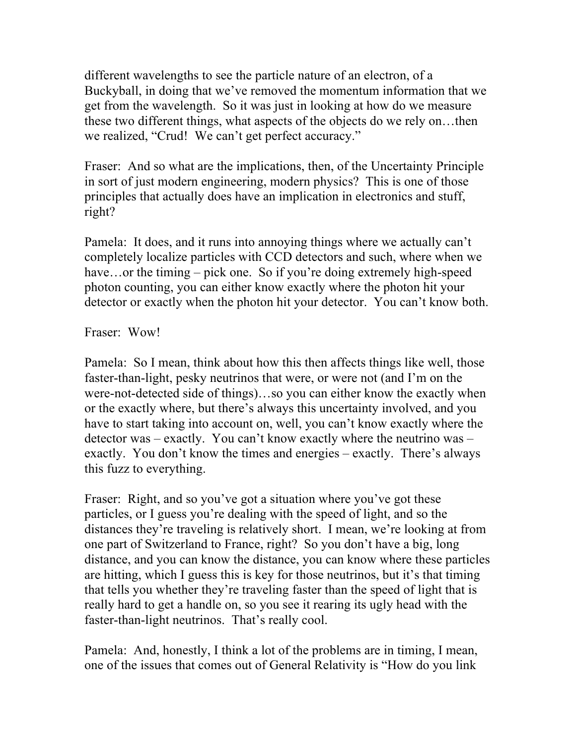different wavelengths to see the particle nature of an electron, of a Buckyball, in doing that we've removed the momentum information that we get from the wavelength. So it was just in looking at how do we measure these two different things, what aspects of the objects do we rely on…then we realized, "Crud! We can't get perfect accuracy."

Fraser: And so what are the implications, then, of the Uncertainty Principle in sort of just modern engineering, modern physics? This is one of those principles that actually does have an implication in electronics and stuff, right?

Pamela: It does, and it runs into annoying things where we actually can't completely localize particles with CCD detectors and such, where when we have…or the timing – pick one. So if you're doing extremely high-speed photon counting, you can either know exactly where the photon hit your detector or exactly when the photon hit your detector. You can't know both.

Fraser: Wow!

Pamela: So I mean, think about how this then affects things like well, those faster-than-light, pesky neutrinos that were, or were not (and I'm on the were-not-detected side of things)…so you can either know the exactly when or the exactly where, but there's always this uncertainty involved, and you have to start taking into account on, well, you can't know exactly where the detector was – exactly. You can't know exactly where the neutrino was – exactly. You don't know the times and energies – exactly. There's always this fuzz to everything.

Fraser: Right, and so you've got a situation where you've got these particles, or I guess you're dealing with the speed of light, and so the distances they're traveling is relatively short. I mean, we're looking at from one part of Switzerland to France, right? So you don't have a big, long distance, and you can know the distance, you can know where these particles are hitting, which I guess this is key for those neutrinos, but it's that timing that tells you whether they're traveling faster than the speed of light that is really hard to get a handle on, so you see it rearing its ugly head with the faster-than-light neutrinos. That's really cool.

Pamela: And, honestly, I think a lot of the problems are in timing, I mean, one of the issues that comes out of General Relativity is "How do you link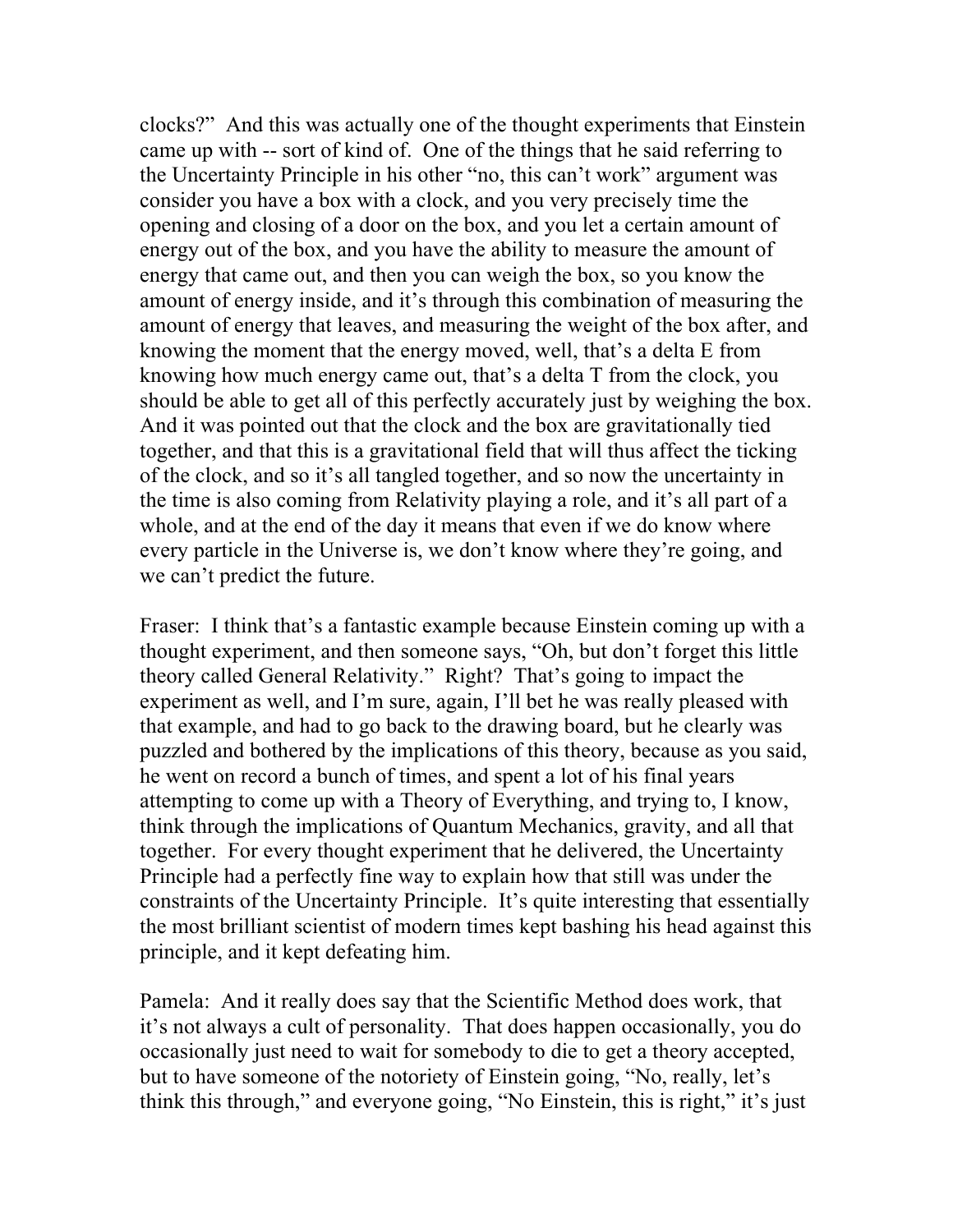clocks?" And this was actually one of the thought experiments that Einstein came up with -- sort of kind of. One of the things that he said referring to the Uncertainty Principle in his other "no, this can't work" argument was consider you have a box with a clock, and you very precisely time the opening and closing of a door on the box, and you let a certain amount of energy out of the box, and you have the ability to measure the amount of energy that came out, and then you can weigh the box, so you know the amount of energy inside, and it's through this combination of measuring the amount of energy that leaves, and measuring the weight of the box after, and knowing the moment that the energy moved, well, that's a delta E from knowing how much energy came out, that's a delta T from the clock, you should be able to get all of this perfectly accurately just by weighing the box. And it was pointed out that the clock and the box are gravitationally tied together, and that this is a gravitational field that will thus affect the ticking of the clock, and so it's all tangled together, and so now the uncertainty in the time is also coming from Relativity playing a role, and it's all part of a whole, and at the end of the day it means that even if we do know where every particle in the Universe is, we don't know where they're going, and we can't predict the future.

Fraser: I think that's a fantastic example because Einstein coming up with a thought experiment, and then someone says, "Oh, but don't forget this little theory called General Relativity." Right? That's going to impact the experiment as well, and I'm sure, again, I'll bet he was really pleased with that example, and had to go back to the drawing board, but he clearly was puzzled and bothered by the implications of this theory, because as you said, he went on record a bunch of times, and spent a lot of his final years attempting to come up with a Theory of Everything, and trying to, I know, think through the implications of Quantum Mechanics, gravity, and all that together. For every thought experiment that he delivered, the Uncertainty Principle had a perfectly fine way to explain how that still was under the constraints of the Uncertainty Principle. It's quite interesting that essentially the most brilliant scientist of modern times kept bashing his head against this principle, and it kept defeating him.

Pamela: And it really does say that the Scientific Method does work, that it's not always a cult of personality. That does happen occasionally, you do occasionally just need to wait for somebody to die to get a theory accepted, but to have someone of the notoriety of Einstein going, "No, really, let's think this through," and everyone going, "No Einstein, this is right," it's just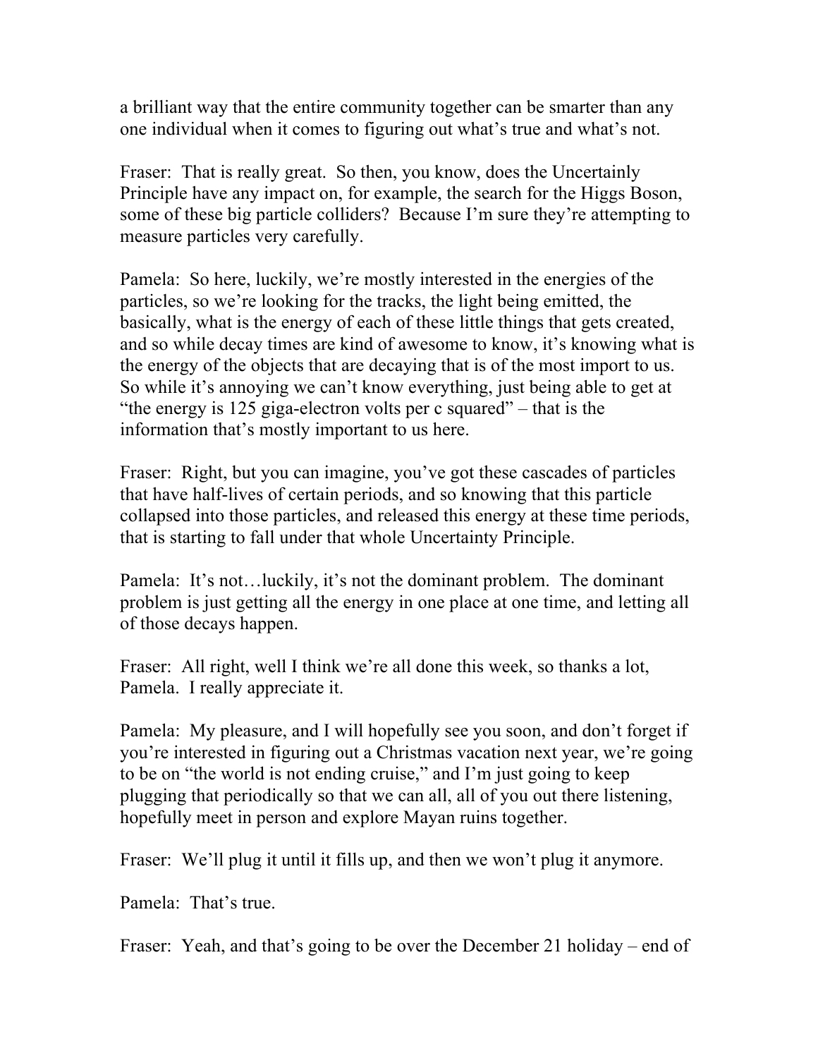a brilliant way that the entire community together can be smarter than any one individual when it comes to figuring out what's true and what's not.

Fraser: That is really great. So then, you know, does the Uncertainly Principle have any impact on, for example, the search for the Higgs Boson, some of these big particle colliders? Because I'm sure they're attempting to measure particles very carefully.

Pamela: So here, luckily, we're mostly interested in the energies of the particles, so we're looking for the tracks, the light being emitted, the basically, what is the energy of each of these little things that gets created, and so while decay times are kind of awesome to know, it's knowing what is the energy of the objects that are decaying that is of the most import to us. So while it's annoying we can't know everything, just being able to get at "the energy is 125 giga-electron volts per c squared" – that is the information that's mostly important to us here.

Fraser: Right, but you can imagine, you've got these cascades of particles that have half-lives of certain periods, and so knowing that this particle collapsed into those particles, and released this energy at these time periods, that is starting to fall under that whole Uncertainty Principle.

Pamela: It's not…luckily, it's not the dominant problem. The dominant problem is just getting all the energy in one place at one time, and letting all of those decays happen.

Fraser: All right, well I think we're all done this week, so thanks a lot, Pamela. I really appreciate it.

Pamela: My pleasure, and I will hopefully see you soon, and don't forget if you're interested in figuring out a Christmas vacation next year, we're going to be on "the world is not ending cruise," and I'm just going to keep plugging that periodically so that we can all, all of you out there listening, hopefully meet in person and explore Mayan ruins together.

Fraser: We'll plug it until it fills up, and then we won't plug it anymore.

Pamela: That's true.

Fraser: Yeah, and that's going to be over the December 21 holiday – end of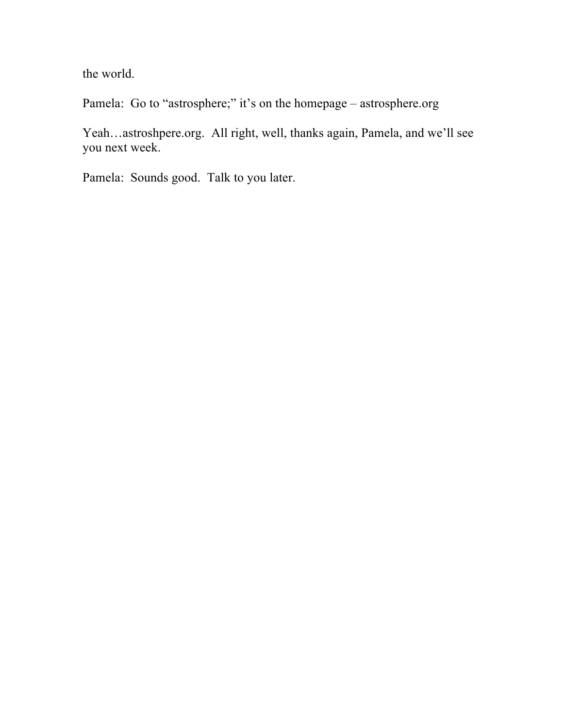the world.

Pamela: Go to “astrosphere;” it’s on the homepage – astrosphere.org

Yeah…astroshpere.org. All right, well, thanks again, Pamela, and we’ll see you next week.

Pamela: Sounds good. Talk to you later.